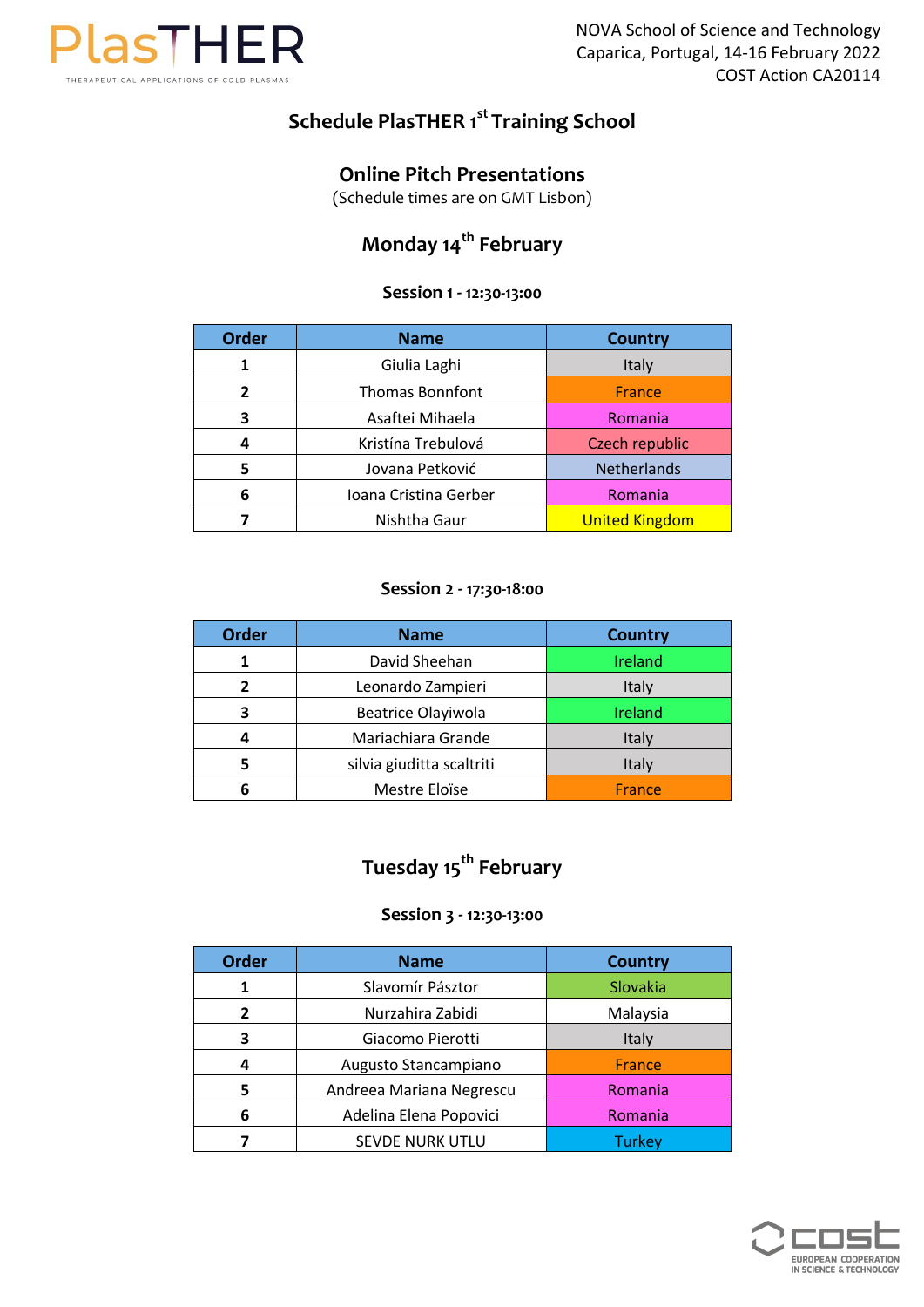PlasTHER

THERAPEUTICAL APPLICATIONS OF COLD PLASMAS

NOVA School of Science and Technology
Caparica, Portugal, 14-16 February 2022
COST Action CA20114

# Schedule PlasTHER 1st Training School

## Online Pitch Presentations

(Schedule times are on GMT Lisbon)

## Monday 14th February

### Session 1 - 12:30-13:00

| Order | Name | Country |
|---|---|---|
| 1 | Giulia Laghi | Italy |
| 2 | Thomas Bonnfont | France |
| 3 | Asaftei Mihaela | Romania |
| 4 | Kristína Trebulová | Czech republic |
| 5 | Jovana Petković | Netherlands |
| 6 | Ioana Cristina Gerber | Romania |
| 7 | Nishtha Gaur | United Kingdom |

### Session 2 - 17:30-18:00

| Order | Name | Country |
|---|---|---|
| 1 | David Sheehan | Ireland |
| 2 | Leonardo Zampieri | Italy |
| 3 | Beatrice Olayiwola | Ireland |
| 4 | Mariachiara Grande | Italy |
| 5 | silvia giuditta scaltriti | Italy |
| 6 | Mestre Eloïse | France |

## Tuesday 15th February

### Session 3 - 12:30-13:00

| Order | Name | Country |
|---|---|---|
| 1 | Slavomír Pásztor | Slovakia |
| 2 | Nurzahira Zabidi | Malaysia |
| 3 | Giacomo Pierotti | Italy |
| 4 | Augusto Stancampiano | France |
| 5 | Andreea Mariana Negrescu | Romania |
| 6 | Adelina Elena Popovici | Romania |
| 7 | SEVDE NURK UTLU | Turkey |

cost
EUROPEAN COOPERATION IN SCIENCE & TECHNOLOGY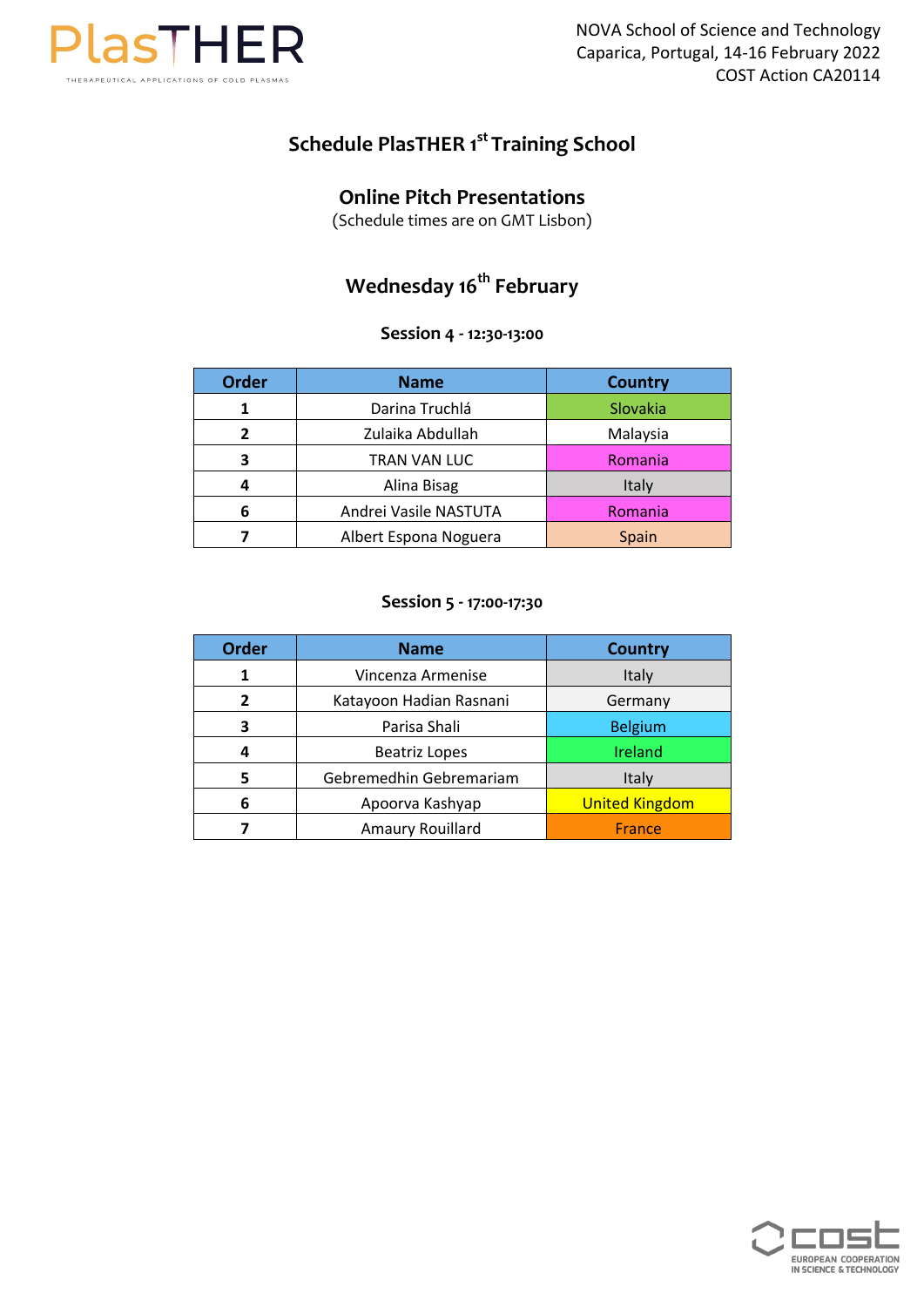NOVA School of Science and Technology
Caparica, Portugal, 14-16 February 2022
COST Action CA20114

## Schedule PlasTHER 1st Training School

### Online Pitch Presentations

(Schedule times are on GMT Lisbon)

### Wednesday 16th February

**Session 4 - 12:30-13:00**

| Order | Name | Country |
|---|---|---|
| 1 | Darina Truchlá | Slovakia |
| 2 | Zulaika Abdullah | Malaysia |
| 3 | TRAN VAN LUC | Romania |
| 4 | Alina Bisag | Italy |
| 6 | Andrei Vasile NASTUTA | Romania |
| 7 | Albert Espona Noguera | Spain |

**Session 5 - 17:00-17:30**

| Order | Name | Country |
|---|---|---|
| 1 | Vincenza Armenise | Italy |
| 2 | Katayoon Hadian Rasnani | Germany |
| 3 | Parisa Shali | Belgium |
| 4 | Beatriz Lopes | Ireland |
| 5 | Gebremedhin Gebremariam | Italy |
| 6 | Apoorva Kashyap | United Kingdom |
| 7 | Amaury Rouillard | France |